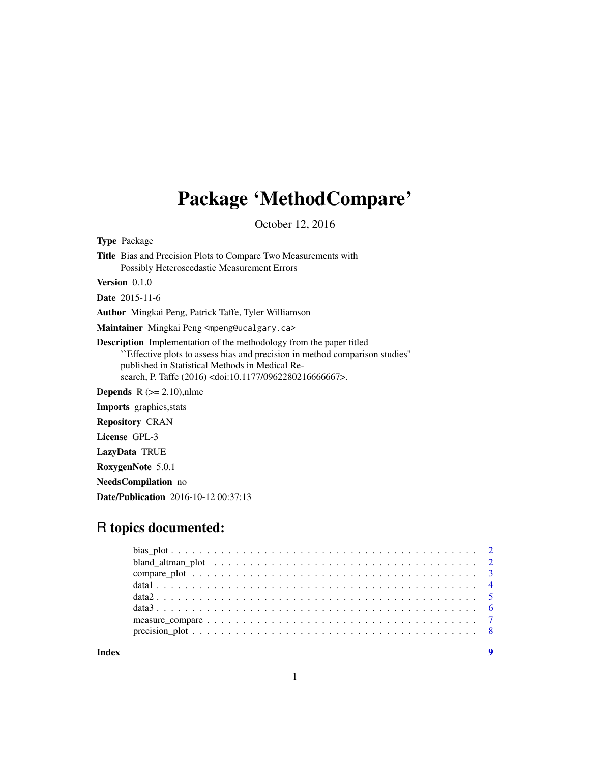# Package 'MethodCompare'

October 12, 2016

**Type** Package

**Title** Bias and Precision Plots to Compare Two Measurements with Possibly Heteroscedastic Measurement Errors

**Version** 0.1.0

**Date** 2015-11-6

**Author** Mingkai Peng, Patrick Taffe, Tyler Williamson

**Maintainer** Mingkai Peng <mpeng@ucalgary.ca>

**Description** Implementation of the methodology from the paper titled ``Effective plots to assess bias and precision in method comparison studies'' published in Statistical Methods in Medical Research, P. Taffe (2016) <doi:10.1177/0962280216666667>.

**Depends** R (>= 2.10),nlme

**Imports** graphics,stats

**Repository** CRAN

**License** GPL-3

**LazyData** TRUE

**RoxygenNote** 5.0.1

**NeedsCompilation** no

**Date/Publication** 2016-10-12 00:37:13

## R topics documented:

| | |
|---|---|
| bias_plot | 2 |
| bland_altman_plot | 2 |
| compare_plot | 3 |
| data1 | 4 |
| data2 | 5 |
| data3 | 6 |
| measure_compare | 7 |
| precision_plot | 8 |
| **Index** | **9** |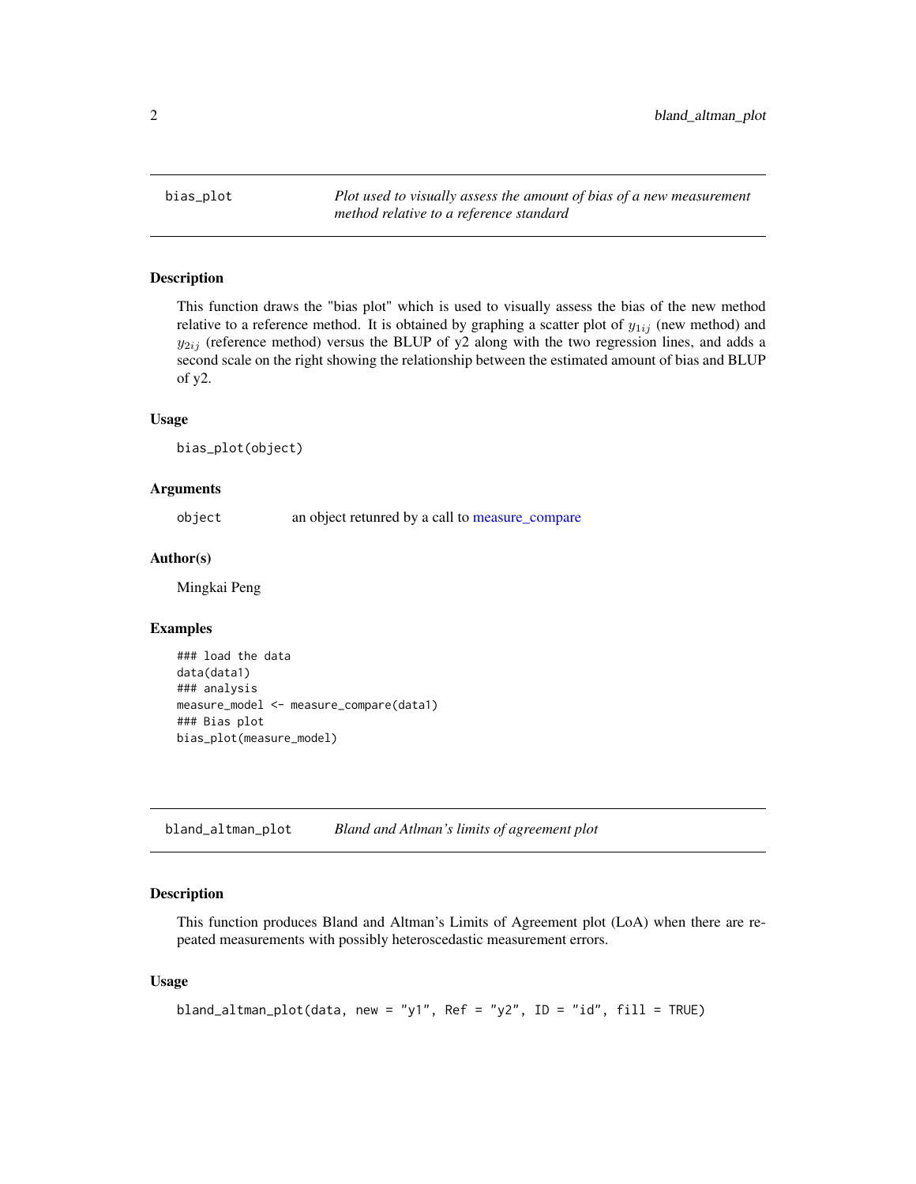## bias_plot — *Plot used to visually assess the amount of bias of a new measurement method relative to a reference standard*

### Description

This function draws the "bias plot" which is used to visually assess the bias of the new method relative to a reference method. It is obtained by graphing a scatter plot of $y_{1ij}$ (new method) and $y_{2ij}$ (reference method) versus the BLUP of y2 along with the two regression lines, and adds a second scale on the right showing the relationship between the estimated amount of bias and BLUP of y2.

### Usage

```
bias_plot(object)
```

### Arguments

| | |
|---|---|
| object | an object retunred by a call to measure_compare |

### Author(s)

Mingkai Peng

### Examples

```
### load the data
data(data1)
### analysis
measure_model <- measure_compare(data1)
### Bias plot
bias_plot(measure_model)
```

## bland_altman_plot — *Bland and Atlman's limits of agreement plot*

### Description

This function produces Bland and Altman's Limits of Agreement plot (LoA) when there are repeated measurements with possibly heteroscedastic measurement errors.

### Usage

```
bland_altman_plot(data, new = "y1", Ref = "y2", ID = "id", fill = TRUE)
```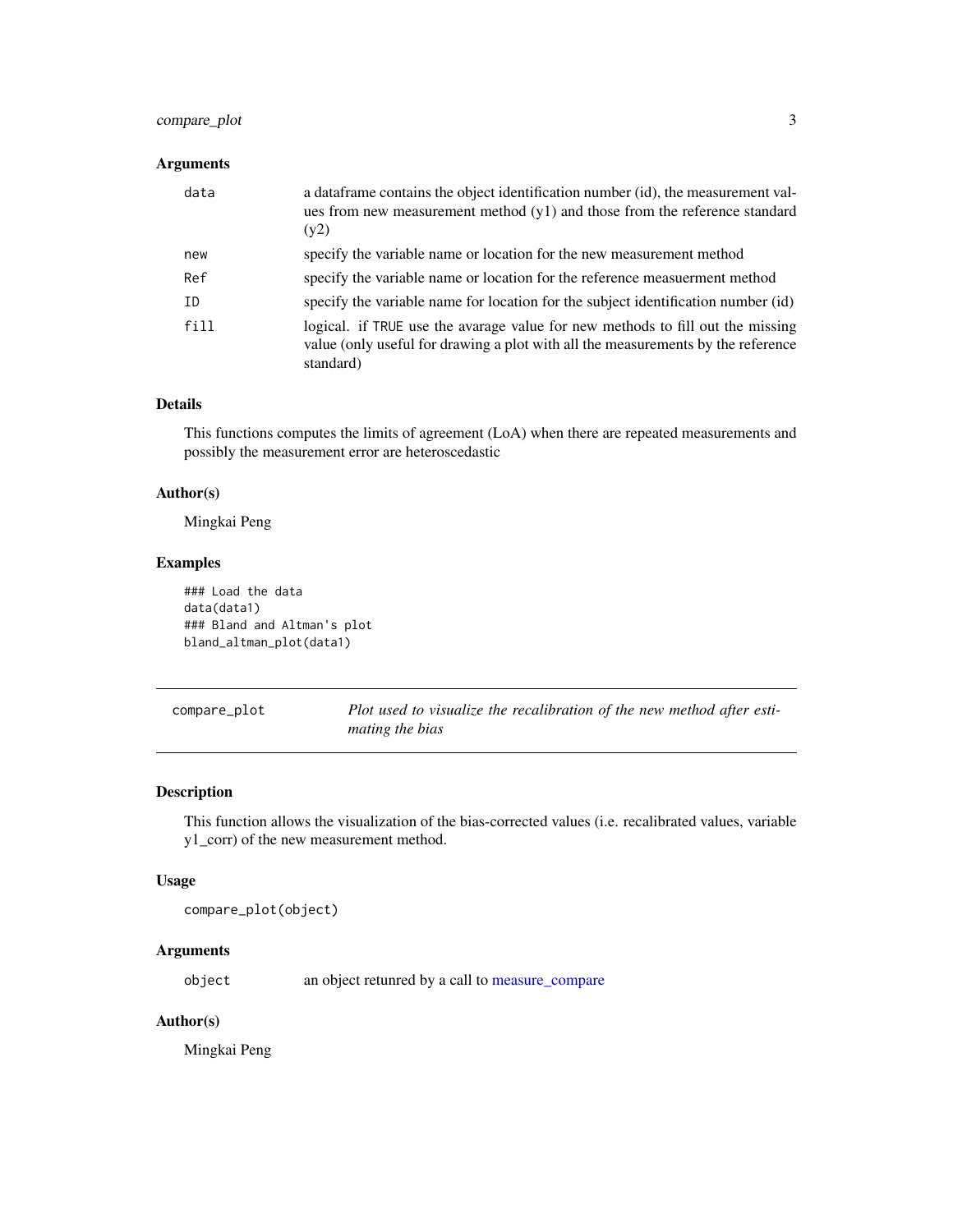### Arguments

| | |
|---|---|
| `data` | a dataframe contains the object identification number (id), the measurement values from new measurement method (y1) and those from the reference standard (y2) |
| `new` | specify the variable name or location for the new measurement method |
| `Ref` | specify the variable name or location for the reference measuerment method |
| `ID` | specify the variable name for location for the subject identification number (id) |
| `fill` | logical. if `TRUE` use the avarage value for new methods to fill out the missing value (only useful for drawing a plot with all the measurements by the reference standard) |

### Details

This functions computes the limits of agreement (LoA) when there are repeated measurements and possibly the measurement error are heteroscedastic

### Author(s)

Mingkai Peng

### Examples

```
### Load the data
data(data1)
### Bland and Altman's plot
bland_altman_plot(data1)
```

---

## compare_plot — *Plot used to visualize the recalibration of the new method after estimating the bias*

---

### Description

This function allows the visualization of the bias-corrected values (i.e. recalibrated values, variable `y1_corr`) of the new measurement method.

### Usage

```
compare_plot(object)
```

### Arguments

| | |
|---|---|
| `object` | an object retunred by a call to measure_compare |

### Author(s)

Mingkai Peng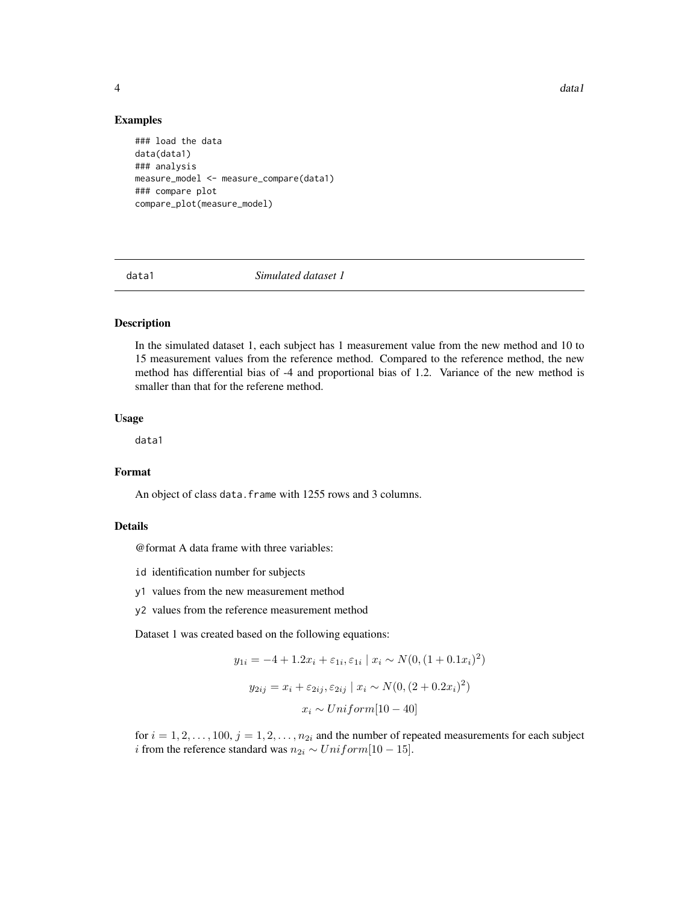## Examples

```
### load the data
data(data1)
### analysis
measure_model <- measure_compare(data1)
### compare plot
compare_plot(measure_model)
```

---

data1 *Simulated dataset 1*

---

### Description

In the simulated dataset 1, each subject has 1 measurement value from the new method and 10 to 15 measurement values from the reference method. Compared to the reference method, the new method has differential bias of -4 and proportional bias of 1.2. Variance of the new method is smaller than that for the referene method.

### Usage

```
data1
```

### Format

An object of class `data.frame` with 1255 rows and 3 columns.

### Details

@format A data frame with three variables:

`id` identification number for subjects

`y1` values from the new measurement method

`y2` values from the reference measurement method

Dataset 1 was created based on the following equations:

$$y_{1i} = -4 + 1.2x_i + \varepsilon_{1i}, \varepsilon_{1i} \mid x_i \sim N(0, (1 + 0.1x_i)^2)$$

$$y_{2ij} = x_i + \varepsilon_{2ij}, \varepsilon_{2ij} \mid x_i \sim N(0, (2 + 0.2x_i)^2)$$

$$x_i \sim Uniform[10 - 40]$$

for $i = 1, 2, \ldots, 100$, $j = 1, 2, \ldots, n_{2i}$ and the number of repeated measurements for each subject $i$ from the reference standard was $n_{2i} \sim Uniform[10 - 15]$.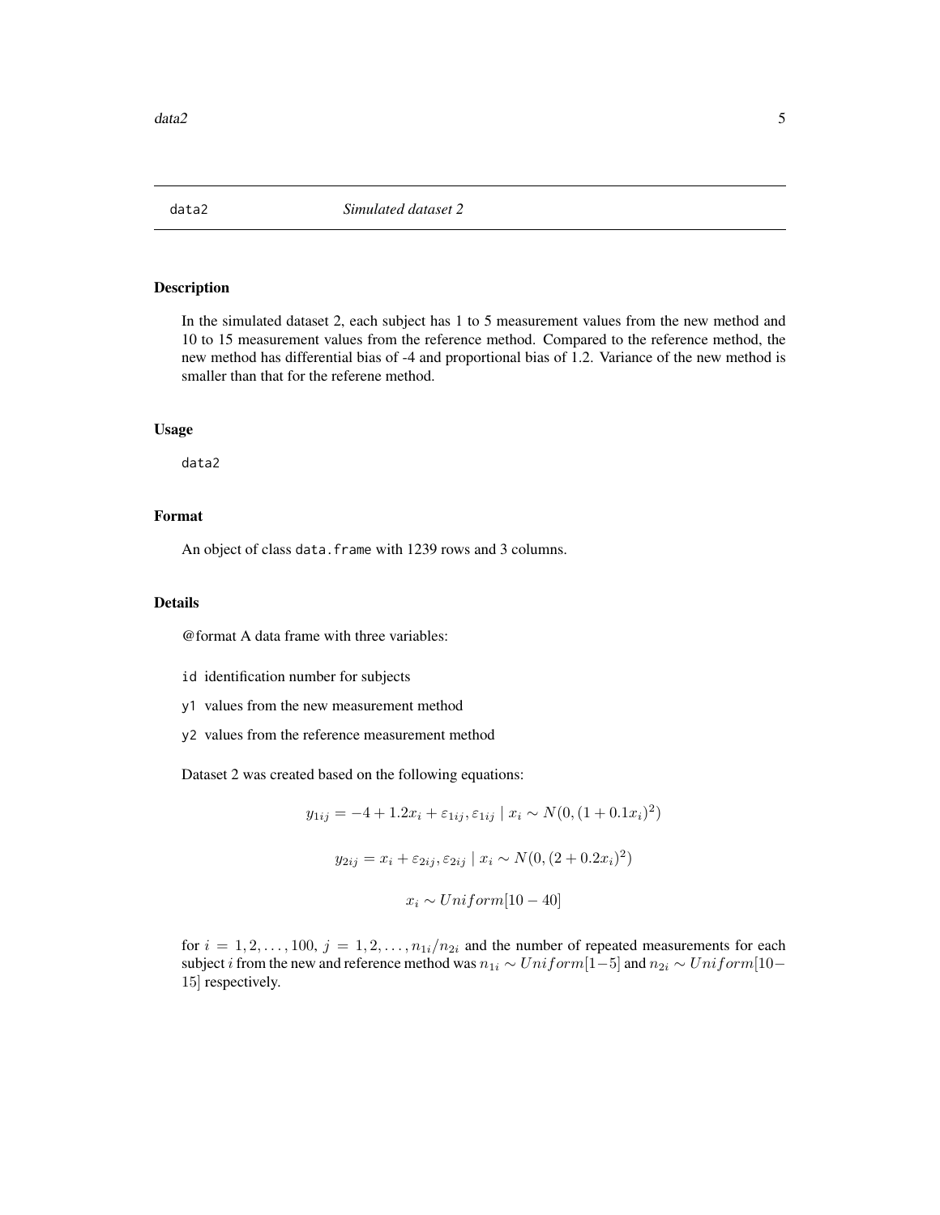`data2` *Simulated dataset 2*

## Description

In the simulated dataset 2, each subject has 1 to 5 measurement values from the new method and 10 to 15 measurement values from the reference method. Compared to the reference method, the new method has differential bias of -4 and proportional bias of 1.2. Variance of the new method is smaller than that for the referene method.

## Usage

```
data2
```

## Format

An object of class `data.frame` with 1239 rows and 3 columns.

## Details

@format A data frame with three variables:

`id` identification number for subjects

`y1` values from the new measurement method

`y2` values from the reference measurement method

Dataset 2 was created based on the following equations:

$$y_{1ij} = -4 + 1.2x_i + \varepsilon_{1ij}, \varepsilon_{1ij} \mid x_i \sim N(0, (1 + 0.1x_i)^2)$$

$$y_{2ij} = x_i + \varepsilon_{2ij}, \varepsilon_{2ij} \mid x_i \sim N(0, (2 + 0.2x_i)^2)$$

$$x_i \sim Uniform[10 - 40]$$

for $i = 1, 2, \ldots, 100$, $j = 1, 2, \ldots, n_{1i}/n_{2i}$ and the number of repeated measurements for each subject $i$ from the new and reference method was $n_{1i} \sim Uniform[1-5]$ and $n_{2i} \sim Uniform[10-15]$ respectively.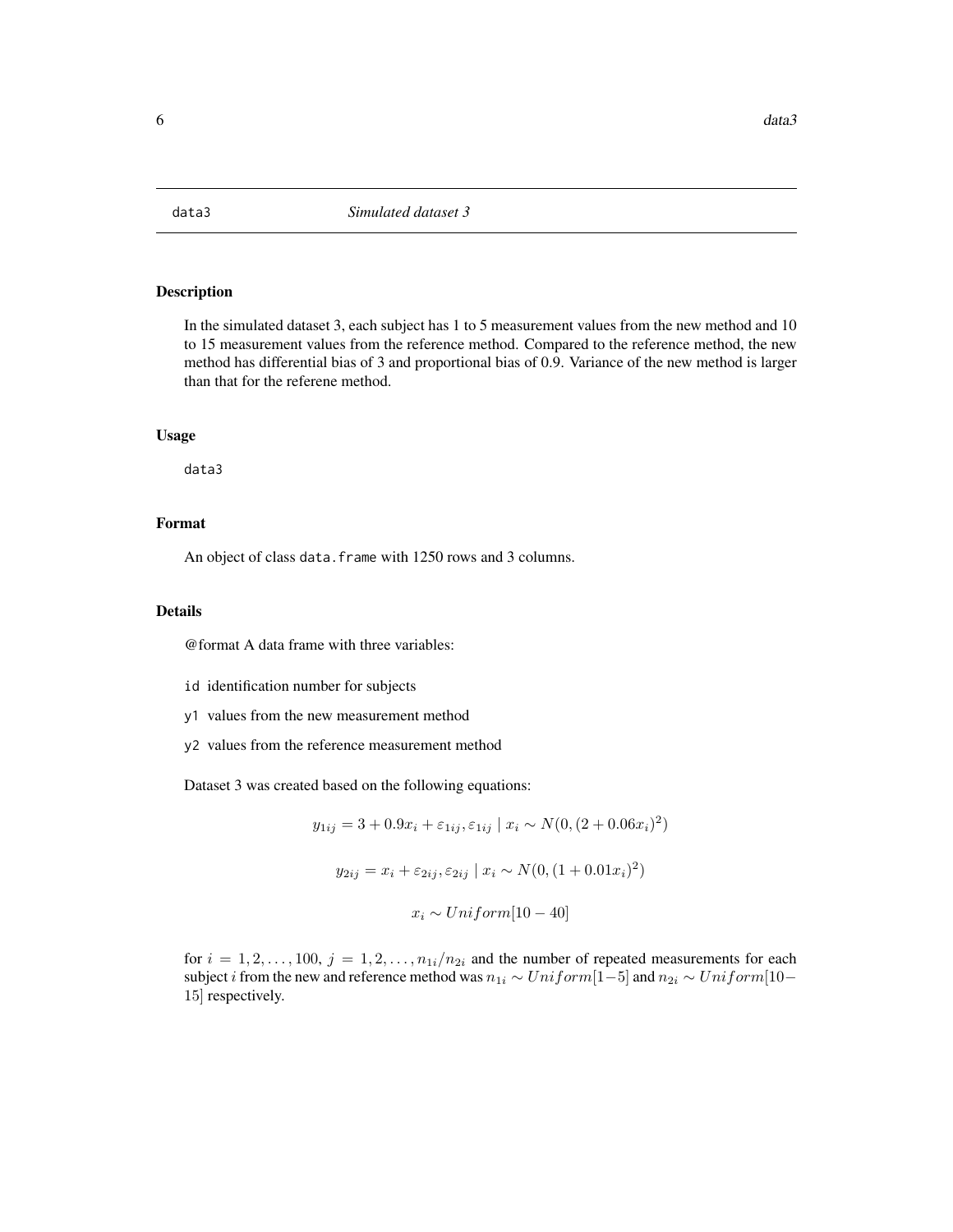# data3 — *Simulated dataset 3*

## Description

In the simulated dataset 3, each subject has 1 to 5 measurement values from the new method and 10 to 15 measurement values from the reference method. Compared to the reference method, the new method has differential bias of 3 and proportional bias of 0.9. Variance of the new method is larger than that for the referene method.

## Usage

```
data3
```

## Format

An object of class `data.frame` with 1250 rows and 3 columns.

## Details

@format A data frame with three variables:

- `id` identification number for subjects
- `y1` values from the new measurement method
- `y2` values from the reference measurement method

Dataset 3 was created based on the following equations:

$$y_{1ij} = 3 + 0.9x_i + \varepsilon_{1ij}, \varepsilon_{1ij} \mid x_i \sim N(0, (2 + 0.06x_i)^2)$$

$$y_{2ij} = x_i + \varepsilon_{2ij}, \varepsilon_{2ij} \mid x_i \sim N(0, (1 + 0.01x_i)^2)$$

$$x_i \sim Uniform[10 - 40]$$

for $i = 1, 2, \ldots, 100$, $j = 1, 2, \ldots, n_{1i}/n_{2i}$ and the number of repeated measurements for each subject $i$ from the new and reference method was $n_{1i} \sim Uniform[1-5]$ and $n_{2i} \sim Uniform[10-15]$ respectively.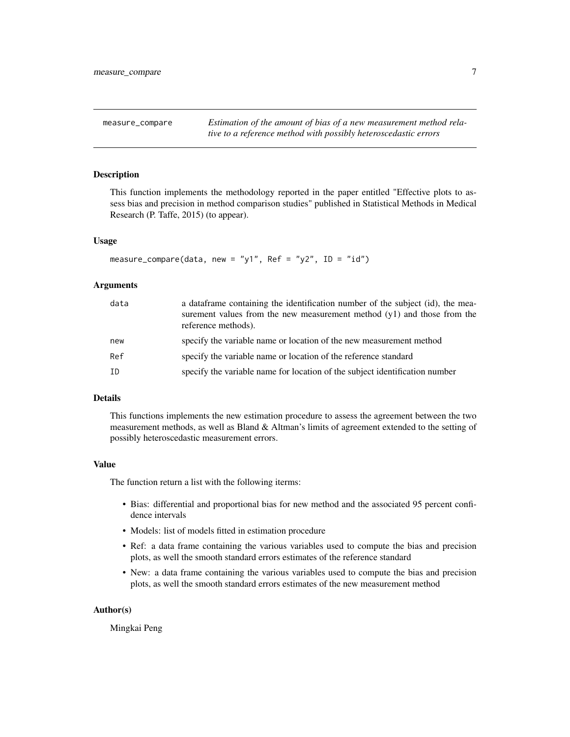## measure_compare — *Estimation of the amount of bias of a new measurement method relative to a reference method with possibly heteroscedastic errors*

### Description

This function implements the methodology reported in the paper entitled "Effective plots to assess bias and precision in method comparison studies" published in Statistical Methods in Medical Research (P. Taffe, 2015) (to appear).

### Usage

```
measure_compare(data, new = "y1", Ref = "y2", ID = "id")
```

### Arguments

| | |
|---|---|
| data | a dataframe containing the identification number of the subject (id), the measurement values from the new measurement method (y1) and those from the reference methods). |
| new | specify the variable name or location of the new measurement method |
| Ref | specify the variable name or location of the reference standard |
| ID | specify the variable name for location of the subject identification number |

### Details

This functions implements the new estimation procedure to assess the agreement between the two measurement methods, as well as Bland & Altman's limits of agreement extended to the setting of possibly heteroscedastic measurement errors.

### Value

The function return a list with the following iterms:

- Bias: differential and proportional bias for new method and the associated 95 percent confidence intervals
- Models: list of models fitted in estimation procedure
- Ref: a data frame containing the various variables used to compute the bias and precision plots, as well the smooth standard errors estimates of the reference standard
- New: a data frame containing the various variables used to compute the bias and precision plots, as well the smooth standard errors estimates of the new measurement method

### Author(s)

Mingkai Peng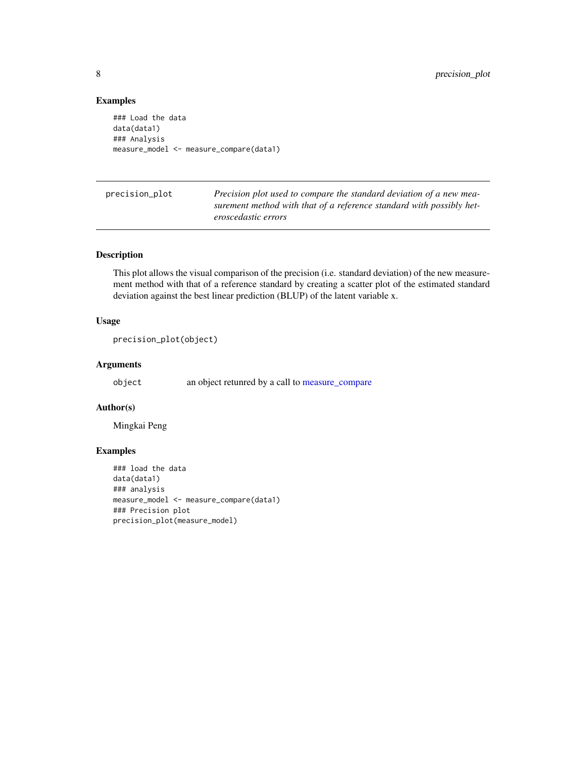## Examples

```
### Load the data
data(data1)
### Analysis
measure_model <- measure_compare(data1)
```

---

`precision_plot` *Precision plot used to compare the standard deviation of a new measurement method with that of a reference standard with possibly heteroscedastic errors*

---

## Description

This plot allows the visual comparison of the precision (i.e. standard deviation) of the new measurement method with that of a reference standard by creating a scatter plot of the estimated standard deviation against the best linear prediction (BLUP) of the latent variable x.

## Usage

```
precision_plot(object)
```

## Arguments

| | |
|---|---|
| `object` | an object retunred by a call to measure_compare |

## Author(s)

Mingkai Peng

## Examples

```
### load the data
data(data1)
### analysis
measure_model <- measure_compare(data1)
### Precision plot
precision_plot(measure_model)
```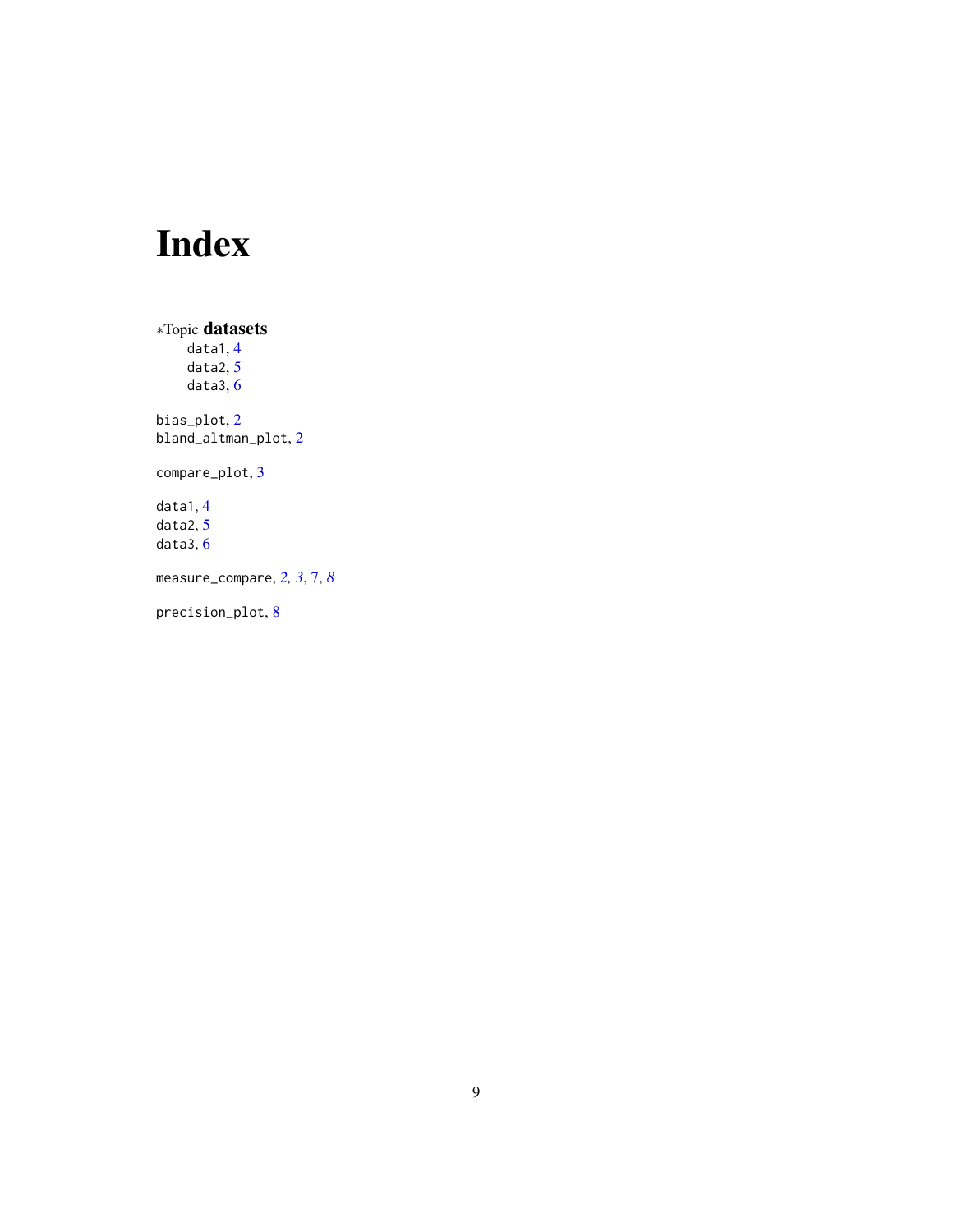# Index

*Topic **datasets**
- data1, 4
- data2, 5
- data3, 6

bias_plot, 2
bland_altman_plot, 2

compare_plot, 3

data1, 4
data2, 5
data3, 6

measure_compare, *2, 3*, 7, *8*

precision_plot, 8